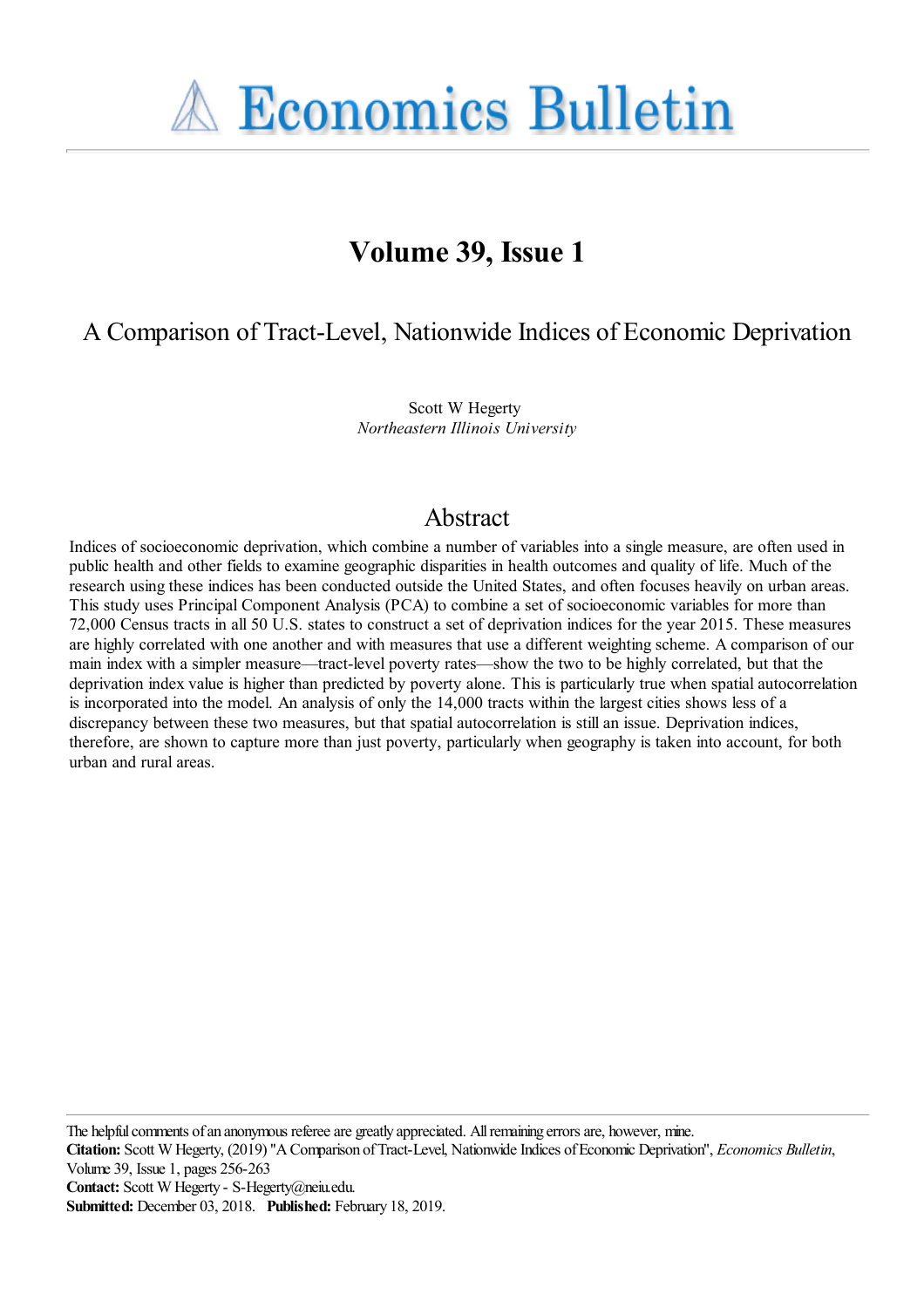# Economics Bulletin

## Volume 39, Issue 1

## A Comparison of Tract-Level, Nationwide Indices of Economic Deprivation

Scott W Hegerty
*Northeastern Illinois University*

## Abstract

Indices of socioeconomic deprivation, which combine a number of variables into a single measure, are often used in public health and other fields to examine geographic disparities in health outcomes and quality of life. Much of the research using these indices has been conducted outside the United States, and often focuses heavily on urban areas. This study uses Principal Component Analysis (PCA) to combine a set of socioeconomic variables for more than 72,000 Census tracts in all 50 U.S. states to construct a set of deprivation indices for the year 2015. These measures are highly correlated with one another and with measures that use a different weighting scheme. A comparison of our main index with a simpler measure—tract-level poverty rates—show the two to be highly correlated, but that the deprivation index value is higher than predicted by poverty alone. This is particularly true when spatial autocorrelation is incorporated into the model. An analysis of only the 14,000 tracts within the largest cities shows less of a discrepancy between these two measures, but that spatial autocorrelation is still an issue. Deprivation indices, therefore, are shown to capture more than just poverty, particularly when geography is taken into account, for both urban and rural areas.

The helpful comments of an anonymous referee are greatly appreciated. All remaining errors are, however, mine.
**Citation:** Scott W Hegerty, (2019) "A Comparison of Tract-Level, Nationwide Indices of Economic Deprivation", *Economics Bulletin*, Volume 39, Issue 1, pages 256-263
**Contact:** Scott W Hegerty - S-Hegerty@neiu.edu.
**Submitted:** December 03, 2018. **Published:** February 18, 2019.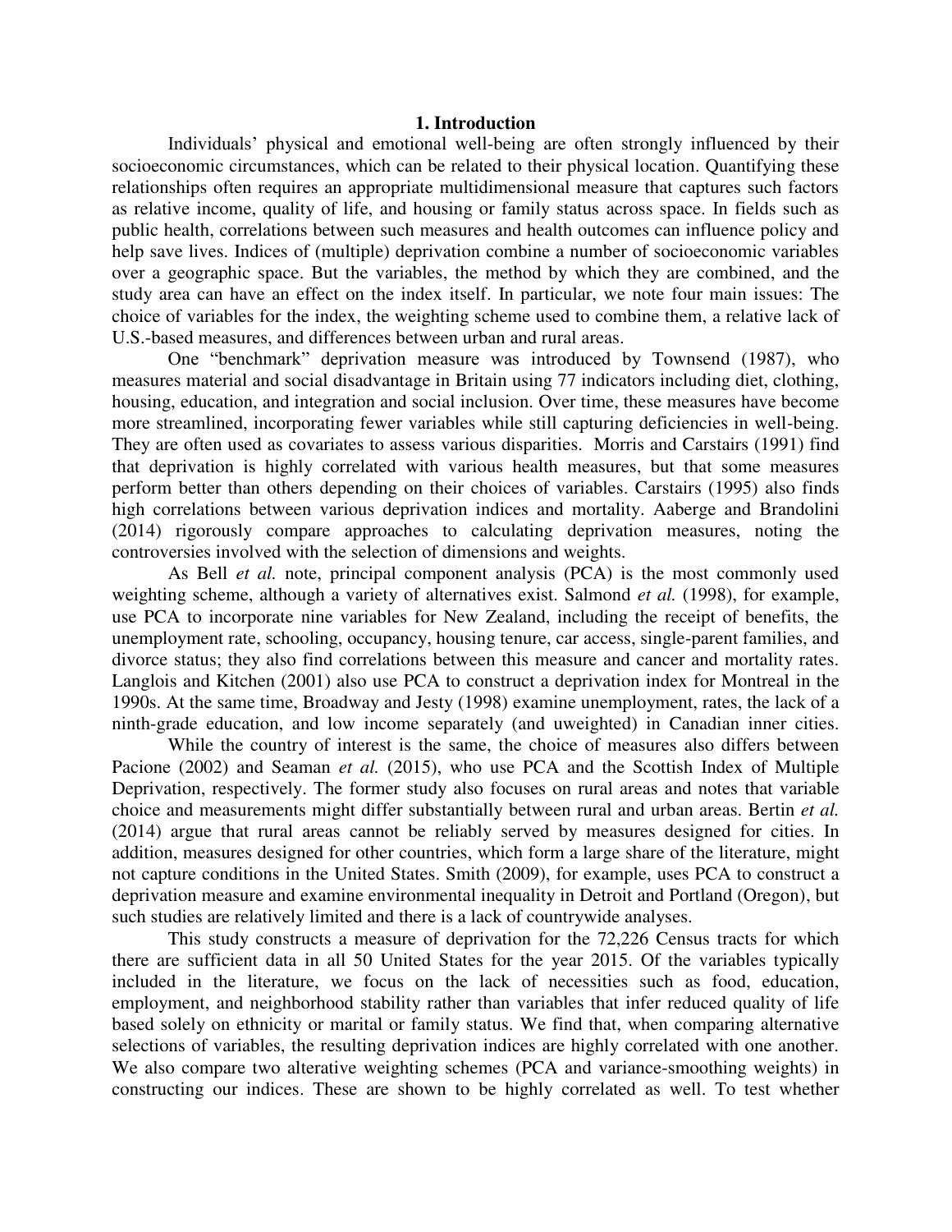# 1. Introduction

Individuals' physical and emotional well-being are often strongly influenced by their socioeconomic circumstances, which can be related to their physical location. Quantifying these relationships often requires an appropriate multidimensional measure that captures such factors as relative income, quality of life, and housing or family status across space. In fields such as public health, correlations between such measures and health outcomes can influence policy and help save lives. Indices of (multiple) deprivation combine a number of socioeconomic variables over a geographic space. But the variables, the method by which they are combined, and the study area can have an effect on the index itself. In particular, we note four main issues: The choice of variables for the index, the weighting scheme used to combine them, a relative lack of U.S.-based measures, and differences between urban and rural areas.

One "benchmark" deprivation measure was introduced by Townsend (1987), who measures material and social disadvantage in Britain using 77 indicators including diet, clothing, housing, education, and integration and social inclusion. Over time, these measures have become more streamlined, incorporating fewer variables while still capturing deficiencies in well-being. They are often used as covariates to assess various disparities. Morris and Carstairs (1991) find that deprivation is highly correlated with various health measures, but that some measures perform better than others depending on their choices of variables. Carstairs (1995) also finds high correlations between various deprivation indices and mortality. Aaberge and Brandolini (2014) rigorously compare approaches to calculating deprivation measures, noting the controversies involved with the selection of dimensions and weights.

As Bell *et al.* note, principal component analysis (PCA) is the most commonly used weighting scheme, although a variety of alternatives exist. Salmond *et al.* (1998), for example, use PCA to incorporate nine variables for New Zealand, including the receipt of benefits, the unemployment rate, schooling, occupancy, housing tenure, car access, single-parent families, and divorce status; they also find correlations between this measure and cancer and mortality rates. Langlois and Kitchen (2001) also use PCA to construct a deprivation index for Montreal in the 1990s. At the same time, Broadway and Jesty (1998) examine unemployment, rates, the lack of a ninth-grade education, and low income separately (and uweighted) in Canadian inner cities.

While the country of interest is the same, the choice of measures also differs between Pacione (2002) and Seaman *et al.* (2015), who use PCA and the Scottish Index of Multiple Deprivation, respectively. The former study also focuses on rural areas and notes that variable choice and measurements might differ substantially between rural and urban areas. Bertin *et al.* (2014) argue that rural areas cannot be reliably served by measures designed for cities. In addition, measures designed for other countries, which form a large share of the literature, might not capture conditions in the United States. Smith (2009), for example, uses PCA to construct a deprivation measure and examine environmental inequality in Detroit and Portland (Oregon), but such studies are relatively limited and there is a lack of countrywide analyses.

This study constructs a measure of deprivation for the 72,226 Census tracts for which there are sufficient data in all 50 United States for the year 2015. Of the variables typically included in the literature, we focus on the lack of necessities such as food, education, employment, and neighborhood stability rather than variables that infer reduced quality of life based solely on ethnicity or marital or family status. We find that, when comparing alternative selections of variables, the resulting deprivation indices are highly correlated with one another. We also compare two alterative weighting schemes (PCA and variance-smoothing weights) in constructing our indices. These are shown to be highly correlated as well. To test whether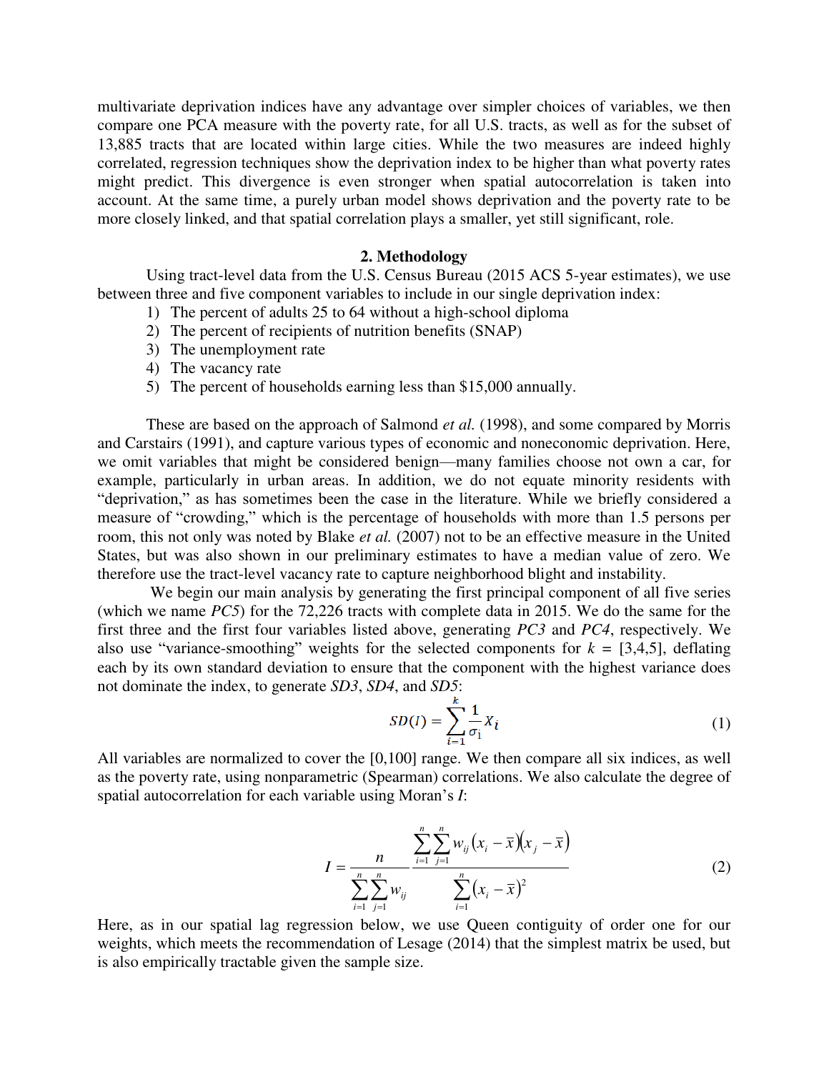multivariate deprivation indices have any advantage over simpler choices of variables, we then compare one PCA measure with the poverty rate, for all U.S. tracts, as well as for the subset of 13,885 tracts that are located within large cities. While the two measures are indeed highly correlated, regression techniques show the deprivation index to be higher than what poverty rates might predict. This divergence is even stronger when spatial autocorrelation is taken into account. At the same time, a purely urban model shows deprivation and the poverty rate to be more closely linked, and that spatial correlation plays a smaller, yet still significant, role.

## 2. Methodology

Using tract-level data from the U.S. Census Bureau (2015 ACS 5-year estimates), we use between three and five component variables to include in our single deprivation index:

1) The percent of adults 25 to 64 without a high-school diploma
2) The percent of recipients of nutrition benefits (SNAP)
3) The unemployment rate
4) The vacancy rate
5) The percent of households earning less than $15,000 annually.

These are based on the approach of Salmond *et al.* (1998), and some compared by Morris and Carstairs (1991), and capture various types of economic and noneconomic deprivation. Here, we omit variables that might be considered benign—many families choose not own a car, for example, particularly in urban areas. In addition, we do not equate minority residents with "deprivation," as has sometimes been the case in the literature. While we briefly considered a measure of "crowding," which is the percentage of households with more than 1.5 persons per room, this not only was noted by Blake *et al.* (2007) not to be an effective measure in the United States, but was also shown in our preliminary estimates to have a median value of zero. We therefore use the tract-level vacancy rate to capture neighborhood blight and instability.

We begin our main analysis by generating the first principal component of all five series (which we name *PC5*) for the 72,226 tracts with complete data in 2015. We do the same for the first three and the first four variables listed above, generating *PC3* and *PC4*, respectively. We also use "variance-smoothing" weights for the selected components for $k$ = [3,4,5], deflating each by its own standard deviation to ensure that the component with the highest variance does not dominate the index, to generate *SD3*, *SD4*, and *SD5*:

$$SD(I) = \sum_{i=1}^{k} \frac{1}{\sigma_1} X_i \tag{1}$$

All variables are normalized to cover the [0,100] range. We then compare all six indices, as well as the poverty rate, using nonparametric (Spearman) correlations. We also calculate the degree of spatial autocorrelation for each variable using Moran's *I*:

$$I = \frac{n}{\sum_{i=1}^{n}\sum_{j=1}^{n} w_{ij}} \frac{\sum_{i=1}^{n}\sum_{j=1}^{n} w_{ij}\left(x_i - \bar{x}\right)\left(x_j - \bar{x}\right)}{\sum_{i=1}^{n}\left(x_i - \bar{x}\right)^2} \tag{2}$$

Here, as in our spatial lag regression below, we use Queen contiguity of order one for our weights, which meets the recommendation of Lesage (2014) that the simplest matrix be used, but is also empirically tractable given the sample size.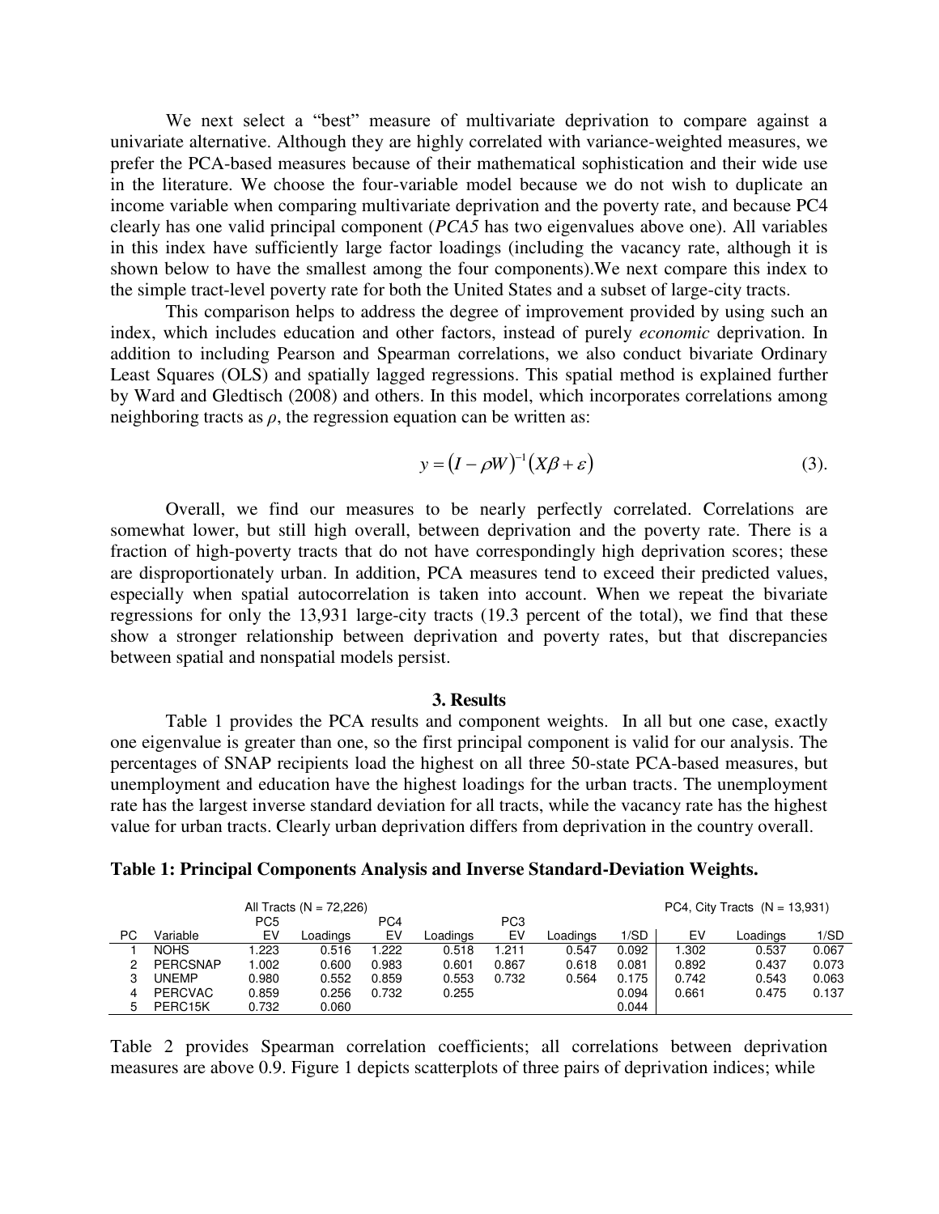We next select a "best" measure of multivariate deprivation to compare against a univariate alternative. Although they are highly correlated with variance-weighted measures, we prefer the PCA-based measures because of their mathematical sophistication and their wide use in the literature. We choose the four-variable model because we do not wish to duplicate an income variable when comparing multivariate deprivation and the poverty rate, and because PC4 clearly has one valid principal component (*PCA5* has two eigenvalues above one). All variables in this index have sufficiently large factor loadings (including the vacancy rate, although it is shown below to have the smallest among the four components).We next compare this index to the simple tract-level poverty rate for both the United States and a subset of large-city tracts.

This comparison helps to address the degree of improvement provided by using such an index, which includes education and other factors, instead of purely *economic* deprivation. In addition to including Pearson and Spearman correlations, we also conduct bivariate Ordinary Least Squares (OLS) and spatially lagged regressions. This spatial method is explained further by Ward and Gledtisch (2008) and others. In this model, which incorporates correlations among neighboring tracts as $\rho$, the regression equation can be written as:

$$y = (I - \rho W)^{-1}(X\beta + \varepsilon) \quad (3).$$

Overall, we find our measures to be nearly perfectly correlated. Correlations are somewhat lower, but still high overall, between deprivation and the poverty rate. There is a fraction of high-poverty tracts that do not have correspondingly high deprivation scores; these are disproportionately urban. In addition, PCA measures tend to exceed their predicted values, especially when spatial autocorrelation is taken into account. When we repeat the bivariate regressions for only the 13,931 large-city tracts (19.3 percent of the total), we find that these show a stronger relationship between deprivation and poverty rates, but that discrepancies between spatial and nonspatial models persist.

## 3. Results

Table 1 provides the PCA results and component weights. In all but one case, exactly one eigenvalue is greater than one, so the first principal component is valid for our analysis. The percentages of SNAP recipients load the highest on all three 50-state PCA-based measures, but unemployment and education have the highest loadings for the urban tracts. The unemployment rate has the largest inverse standard deviation for all tracts, while the vacancy rate has the highest value for urban tracts. Clearly urban deprivation differs from deprivation in the country overall.

**Table 1: Principal Components Analysis and Inverse Standard-Deviation Weights.**

| | | All Tracts (N = 72,226) | | | | | | | PC4, City Tracts (N = 13,931) | | |
|---|---|---|---|---|---|---|---|---|---|---|---|
| | | PC5 | | PC4 | | PC3 | | | | | |
| PC | Variable | EV | Loadings | EV | Loadings | EV | Loadings | 1/SD | EV | Loadings | 1/SD |
| 1 | NOHS | 1.223 | 0.516 | 1.222 | 0.518 | 1.211 | 0.547 | 0.092 | 1.302 | 0.537 | 0.067 |
| 2 | PERCSNAP | 1.002 | 0.600 | 0.983 | 0.601 | 0.867 | 0.618 | 0.081 | 0.892 | 0.437 | 0.073 |
| 3 | UNEMP | 0.980 | 0.552 | 0.859 | 0.553 | 0.732 | 0.564 | 0.175 | 0.742 | 0.543 | 0.063 |
| 4 | PERCVAC | 0.859 | 0.256 | 0.732 | 0.255 | | | 0.094 | 0.661 | 0.475 | 0.137 |
| 5 | PERC15K | 0.732 | 0.060 | | | | | 0.044 | | | |

Table 2 provides Spearman correlation coefficients; all correlations between deprivation measures are above 0.9. Figure 1 depicts scatterplots of three pairs of deprivation indices; while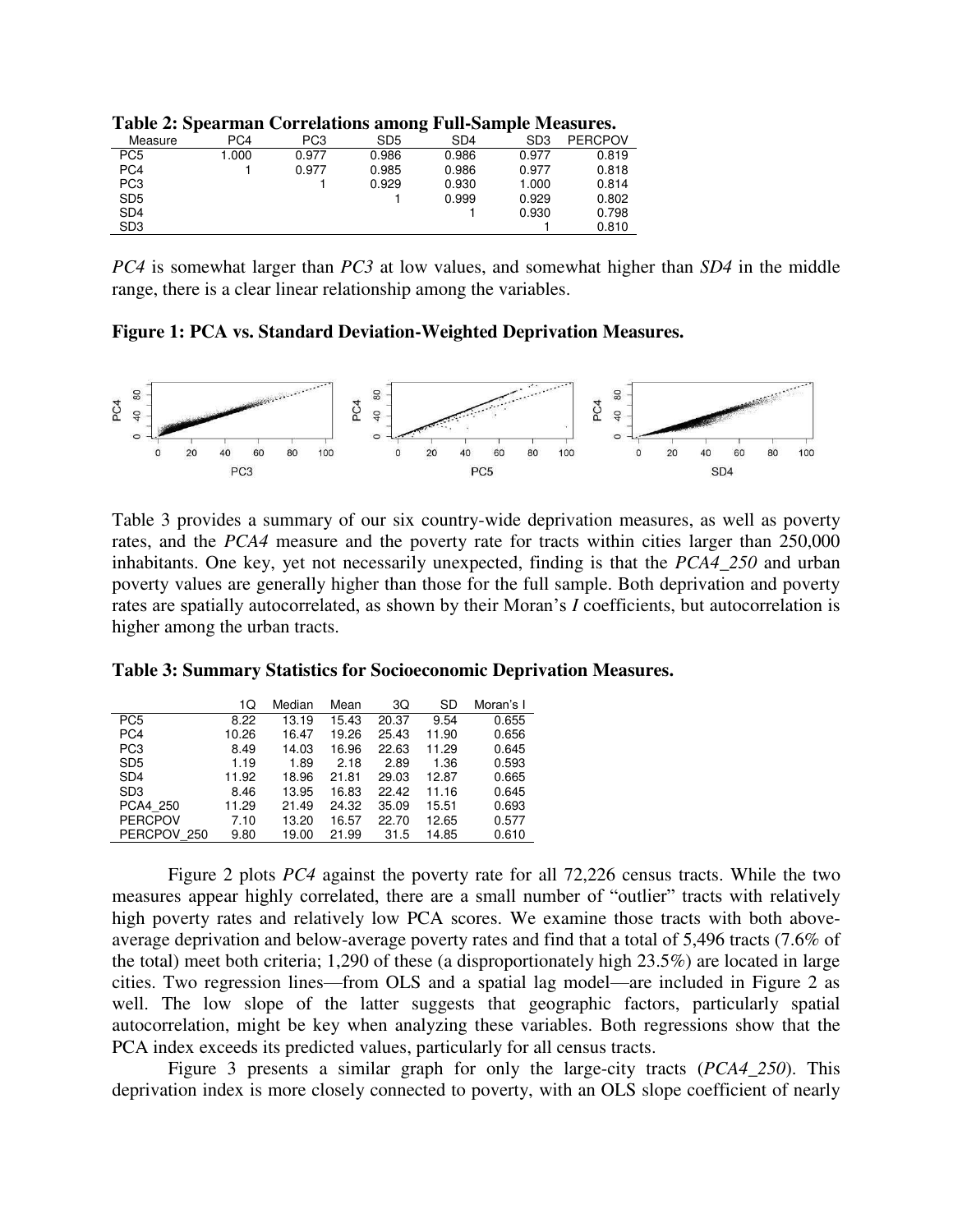**Table 2: Spearman Correlations among Full-Sample Measures.**

| Measure | PC4 | PC3 | SD5 | SD4 | SD3 | PERCPOV |
|---|---|---|---|---|---|---|
| PC5 | 1.000 | 0.977 | 0.986 | 0.986 | 0.977 | 0.819 |
| PC4 | 1 | 0.977 | 0.985 | 0.986 | 0.977 | 0.818 |
| PC3 | | 1 | 0.929 | 0.930 | 1.000 | 0.814 |
| SD5 | | | 1 | 0.999 | 0.929 | 0.802 |
| SD4 | | | | 1 | 0.930 | 0.798 |
| SD3 | | | | | 1 | 0.810 |

*PC4* is somewhat larger than *PC3* at low values, and somewhat higher than *SD4* in the middle range, there is a clear linear relationship among the variables.

**Figure 1: PCA vs. Standard Deviation-Weighted Deprivation Measures.**

Table 3 provides a summary of our six country-wide deprivation measures, as well as poverty rates, and the *PCA4* measure and the poverty rate for tracts within cities larger than 250,000 inhabitants. One key, yet not necessarily unexpected, finding is that the *PCA4_250* and urban poverty values are generally higher than those for the full sample. Both deprivation and poverty rates are spatially autocorrelated, as shown by their Moran's *I* coefficients, but autocorrelation is higher among the urban tracts.

**Table 3: Summary Statistics for Socioeconomic Deprivation Measures.**

| | 1Q | Median | Mean | 3Q | SD | Moran's I |
|---|---|---|---|---|---|---|
| PC5 | 8.22 | 13.19 | 15.43 | 20.37 | 9.54 | 0.655 |
| PC4 | 10.26 | 16.47 | 19.26 | 25.43 | 11.90 | 0.656 |
| PC3 | 8.49 | 14.03 | 16.96 | 22.63 | 11.29 | 0.645 |
| SD5 | 1.19 | 1.89 | 2.18 | 2.89 | 1.36 | 0.593 |
| SD4 | 11.92 | 18.96 | 21.81 | 29.03 | 12.87 | 0.665 |
| SD3 | 8.46 | 13.95 | 16.83 | 22.42 | 11.16 | 0.645 |
| PCA4_250 | 11.29 | 21.49 | 24.32 | 35.09 | 15.51 | 0.693 |
| PERCPOV | 7.10 | 13.20 | 16.57 | 22.70 | 12.65 | 0.577 |
| PERCPOV_250 | 9.80 | 19.00 | 21.99 | 31.5 | 14.85 | 0.610 |

Figure 2 plots *PC4* against the poverty rate for all 72,226 census tracts. While the two measures appear highly correlated, there are a small number of "outlier" tracts with relatively high poverty rates and relatively low PCA scores. We examine those tracts with both above-average deprivation and below-average poverty rates and find that a total of 5,496 tracts (7.6% of the total) meet both criteria; 1,290 of these (a disproportionately high 23.5%) are located in large cities. Two regression lines—from OLS and a spatial lag model—are included in Figure 2 as well. The low slope of the latter suggests that geographic factors, particularly spatial autocorrelation, might be key when analyzing these variables. Both regressions show that the PCA index exceeds its predicted values, particularly for all census tracts.

Figure 3 presents a similar graph for only the large-city tracts (*PCA4_250*). This deprivation index is more closely connected to poverty, with an OLS slope coefficient of nearly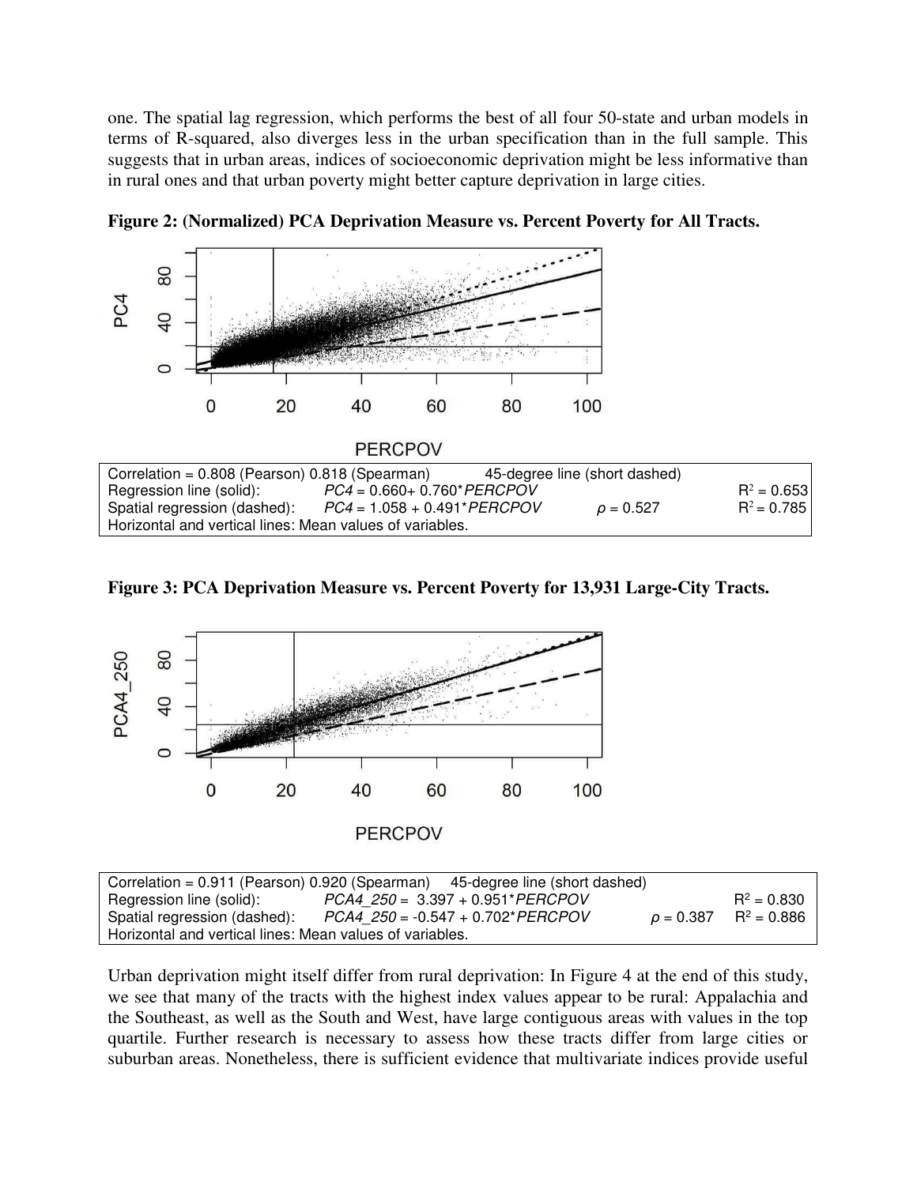one. The spatial lag regression, which performs the best of all four 50-state and urban models in terms of R-squared, also diverges less in the urban specification than in the full sample. This suggests that in urban areas, indices of socioeconomic deprivation might be less informative than in rural ones and that urban poverty might better capture deprivation in large cities.

**Figure 2: (Normalized) PCA Deprivation Measure vs. Percent Poverty for All Tracts.**

Correlation = 0.808 (Pearson) 0.818 (Spearman) 45-degree line (short dashed)
Regression line (solid): $PC4 = 0.660 + 0.760 * PERCPOV$ $R^2 = 0.653$
Spatial regression (dashed): $PC4 = 1.058 + 0.491 * PERCPOV$ $\rho = 0.527$ $R^2 = 0.785$
Horizontal and vertical lines: Mean values of variables.

**Figure 3: PCA Deprivation Measure vs. Percent Poverty for 13,931 Large-City Tracts.**

Correlation = 0.911 (Pearson) 0.920 (Spearman) 45-degree line (short dashed)
Regression line (solid): $PCA4\_250 = 3.397 + 0.951 * PERCPOV$ $R^2 = 0.830$
Spatial regression (dashed): $PCA4\_250 = -0.547 + 0.702 * PERCPOV$ $\rho = 0.387$ $R^2 = 0.886$
Horizontal and vertical lines: Mean values of variables.

Urban deprivation might itself differ from rural deprivation: In Figure 4 at the end of this study, we see that many of the tracts with the highest index values appear to be rural: Appalachia and the Southeast, as well as the South and West, have large contiguous areas with values in the top quartile. Further research is necessary to assess how these tracts differ from large cities or suburban areas. Nonetheless, there is sufficient evidence that multivariate indices provide useful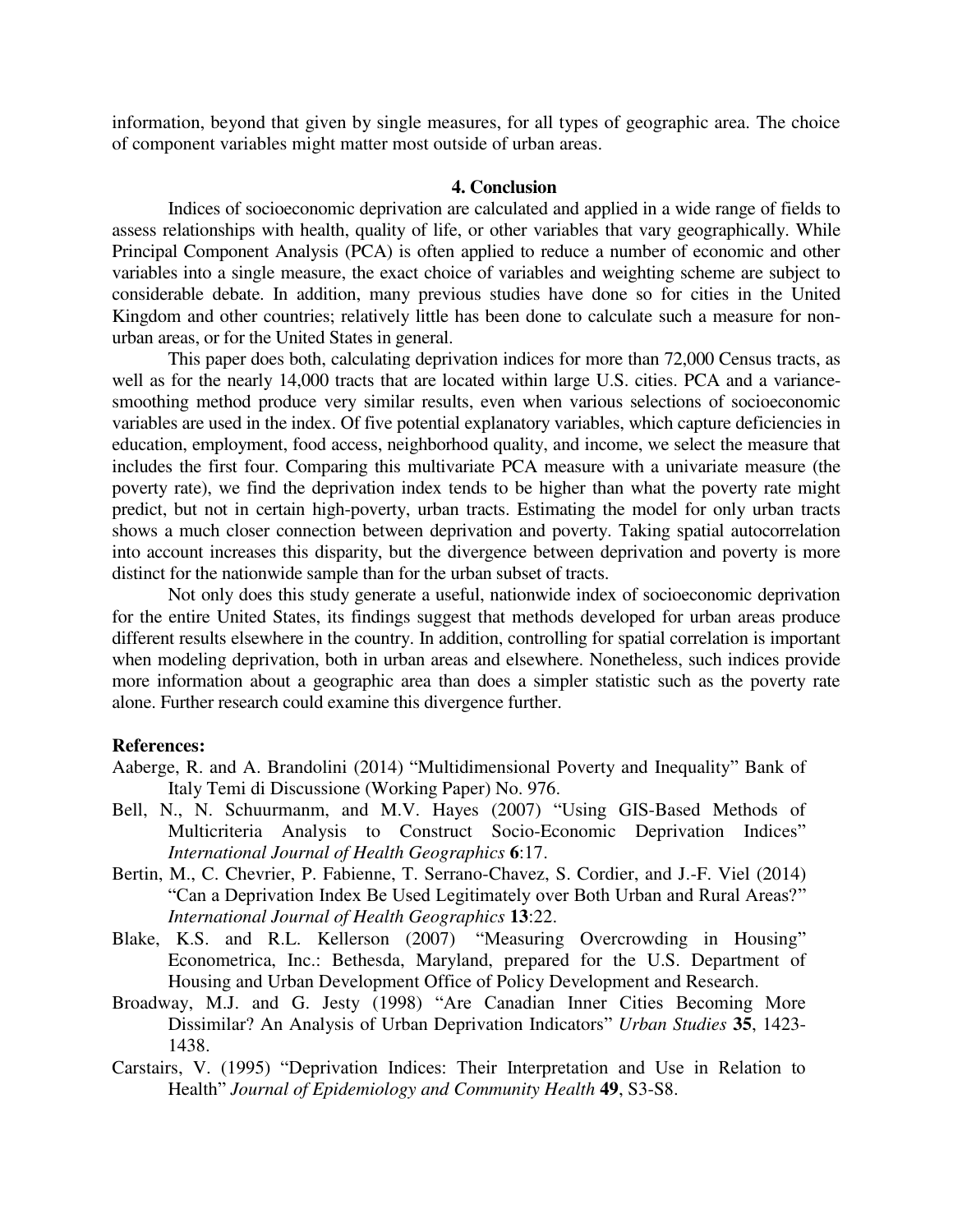information, beyond that given by single measures, for all types of geographic area. The choice of component variables might matter most outside of urban areas.

## 4. Conclusion

Indices of socioeconomic deprivation are calculated and applied in a wide range of fields to assess relationships with health, quality of life, or other variables that vary geographically. While Principal Component Analysis (PCA) is often applied to reduce a number of economic and other variables into a single measure, the exact choice of variables and weighting scheme are subject to considerable debate. In addition, many previous studies have done so for cities in the United Kingdom and other countries; relatively little has been done to calculate such a measure for non-urban areas, or for the United States in general.

This paper does both, calculating deprivation indices for more than 72,000 Census tracts, as well as for the nearly 14,000 tracts that are located within large U.S. cities. PCA and a variance-smoothing method produce very similar results, even when various selections of socioeconomic variables are used in the index. Of five potential explanatory variables, which capture deficiencies in education, employment, food access, neighborhood quality, and income, we select the measure that includes the first four. Comparing this multivariate PCA measure with a univariate measure (the poverty rate), we find the deprivation index tends to be higher than what the poverty rate might predict, but not in certain high-poverty, urban tracts. Estimating the model for only urban tracts shows a much closer connection between deprivation and poverty. Taking spatial autocorrelation into account increases this disparity, but the divergence between deprivation and poverty is more distinct for the nationwide sample than for the urban subset of tracts.

Not only does this study generate a useful, nationwide index of socioeconomic deprivation for the entire United States, its findings suggest that methods developed for urban areas produce different results elsewhere in the country. In addition, controlling for spatial correlation is important when modeling deprivation, both in urban areas and elsewhere. Nonetheless, such indices provide more information about a geographic area than does a simpler statistic such as the poverty rate alone. Further research could examine this divergence further.

**References:**

Aaberge, R. and A. Brandolini (2014) "Multidimensional Poverty and Inequality" Bank of Italy Temi di Discussione (Working Paper) No. 976.

Bell, N., N. Schuurmanm, and M.V. Hayes (2007) "Using GIS-Based Methods of Multicriteria Analysis to Construct Socio-Economic Deprivation Indices" *International Journal of Health Geographics* **6**:17.

Bertin, M., C. Chevrier, P. Fabienne, T. Serrano-Chavez, S. Cordier, and J.-F. Viel (2014) "Can a Deprivation Index Be Used Legitimately over Both Urban and Rural Areas?" *International Journal of Health Geographics* **13**:22.

Blake, K.S. and R.L. Kellerson (2007) "Measuring Overcrowding in Housing" Econometrica, Inc.: Bethesda, Maryland, prepared for the U.S. Department of Housing and Urban Development Office of Policy Development and Research.

Broadway, M.J. and G. Jesty (1998) "Are Canadian Inner Cities Becoming More Dissimilar? An Analysis of Urban Deprivation Indicators" *Urban Studies* **35**, 1423-1438.

Carstairs, V. (1995) "Deprivation Indices: Their Interpretation and Use in Relation to Health" *Journal of Epidemiology and Community Health* **49**, S3-S8.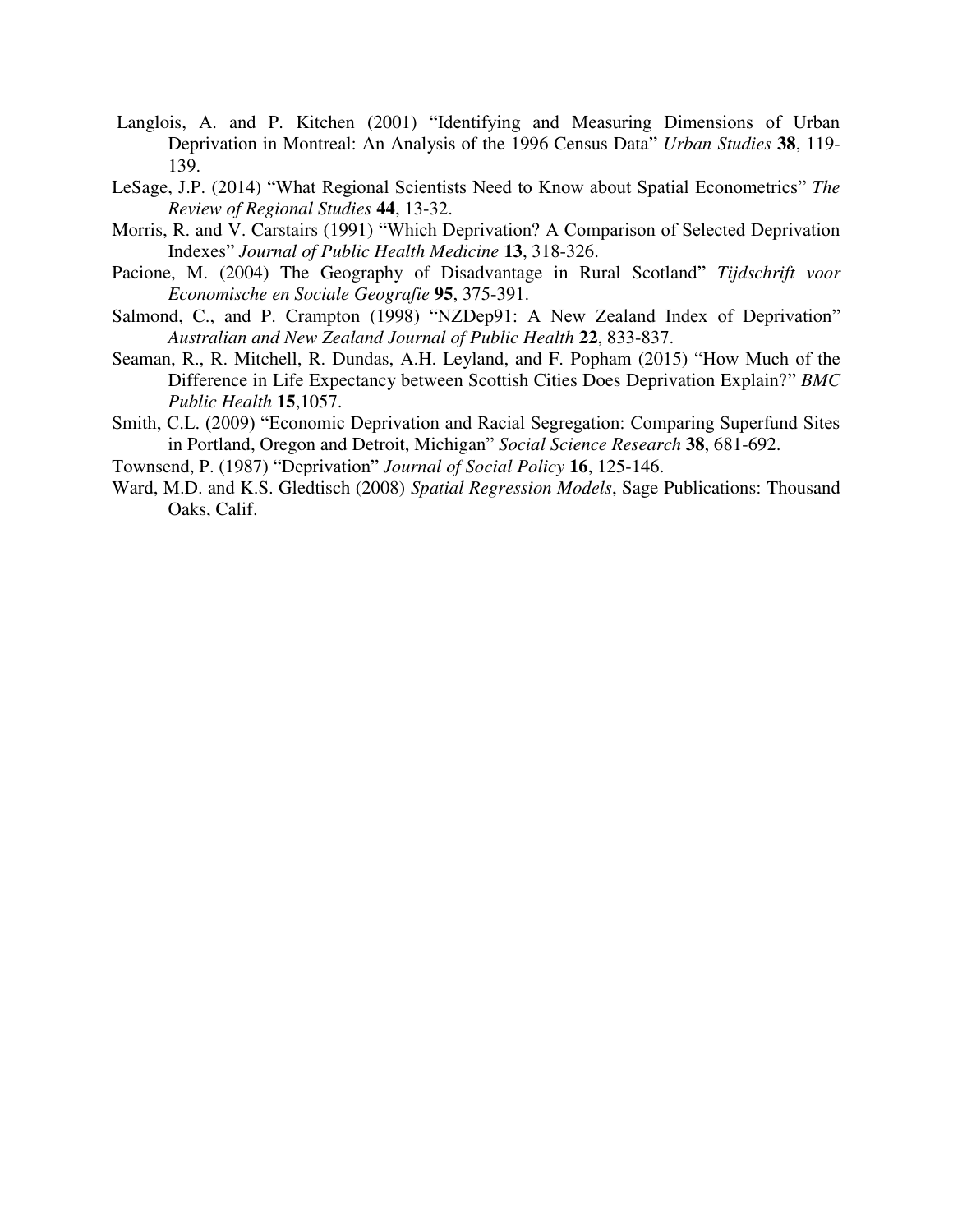Langlois, A. and P. Kitchen (2001) "Identifying and Measuring Dimensions of Urban Deprivation in Montreal: An Analysis of the 1996 Census Data" *Urban Studies* **38**, 119-139.

LeSage, J.P. (2014) "What Regional Scientists Need to Know about Spatial Econometrics" *The Review of Regional Studies* **44**, 13-32.

Morris, R. and V. Carstairs (1991) "Which Deprivation? A Comparison of Selected Deprivation Indexes" *Journal of Public Health Medicine* **13**, 318-326.

Pacione, M. (2004) The Geography of Disadvantage in Rural Scotland" *Tijdschrift voor Economische en Sociale Geografie* **95**, 375-391.

Salmond, C., and P. Crampton (1998) "NZDep91: A New Zealand Index of Deprivation" *Australian and New Zealand Journal of Public Health* **22**, 833-837.

Seaman, R., R. Mitchell, R. Dundas, A.H. Leyland, and F. Popham (2015) "How Much of the Difference in Life Expectancy between Scottish Cities Does Deprivation Explain?" *BMC Public Health* **15**,1057.

Smith, C.L. (2009) "Economic Deprivation and Racial Segregation: Comparing Superfund Sites in Portland, Oregon and Detroit, Michigan" *Social Science Research* **38**, 681-692.

Townsend, P. (1987) "Deprivation" *Journal of Social Policy* **16**, 125-146.

Ward, M.D. and K.S. Gledtisch (2008) *Spatial Regression Models*, Sage Publications: Thousand Oaks, Calif.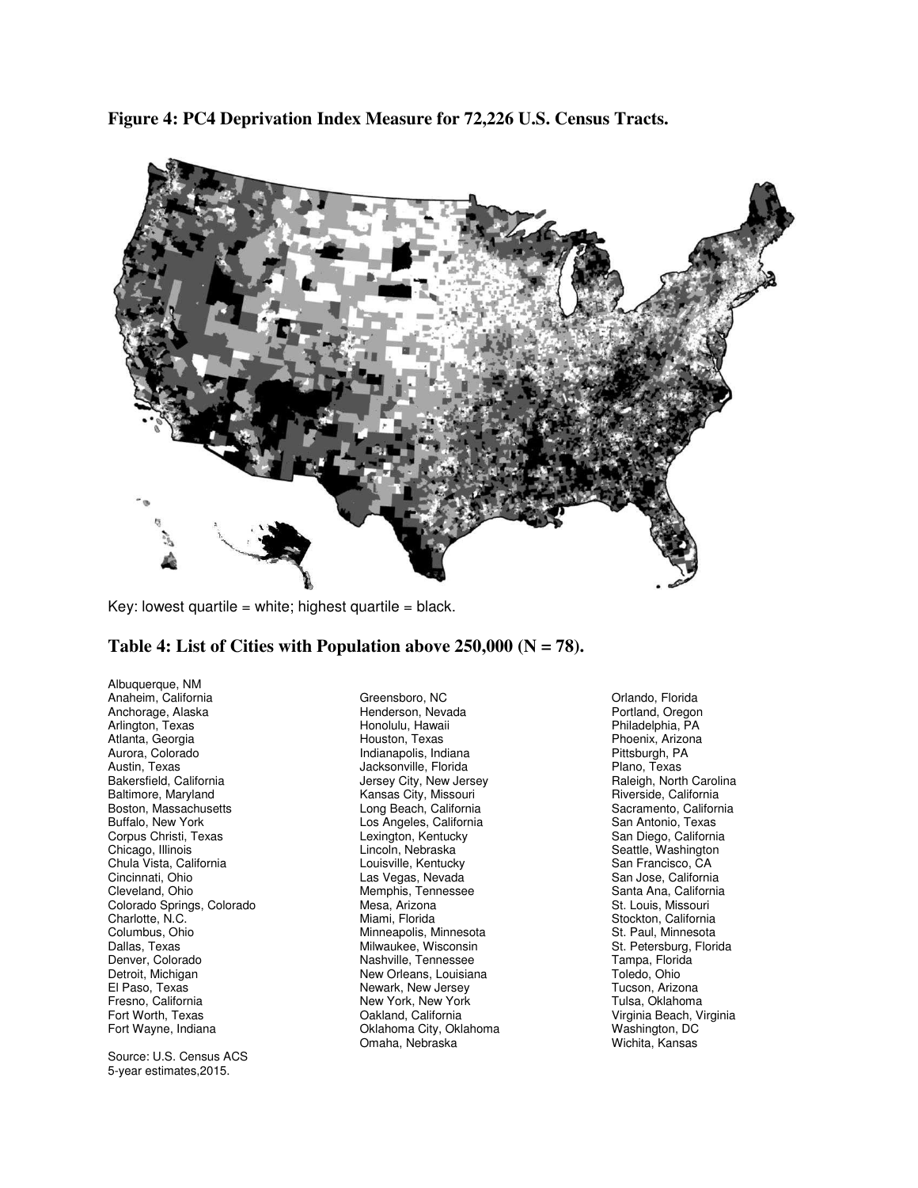**Figure 4: PC4 Deprivation Index Measure for 72,226 U.S. Census Tracts.**

Key: lowest quartile = white; highest quartile = black.

**Table 4: List of Cities with Population above 250,000 (N = 78).**

Albuquerque, NM
Anaheim, California
Anchorage, Alaska
Arlington, Texas
Atlanta, Georgia
Aurora, Colorado
Austin, Texas
Bakersfield, California
Baltimore, Maryland
Boston, Massachusetts
Buffalo, New York
Corpus Christi, Texas
Chicago, Illinois
Chula Vista, California
Cincinnati, Ohio
Cleveland, Ohio
Colorado Springs, Colorado
Charlotte, N.C.
Columbus, Ohio
Dallas, Texas
Denver, Colorado
Detroit, Michigan
El Paso, Texas
Fresno, California
Fort Worth, Texas
Fort Wayne, Indiana

Greensboro, NC
Henderson, Nevada
Honolulu, Hawaii
Houston, Texas
Indianapolis, Indiana
Jacksonville, Florida
Jersey City, New Jersey
Kansas City, Missouri
Long Beach, California
Los Angeles, California
Lexington, Kentucky
Lincoln, Nebraska
Louisville, Kentucky
Las Vegas, Nevada
Memphis, Tennessee
Mesa, Arizona
Miami, Florida
Minneapolis, Minnesota
Milwaukee, Wisconsin
Nashville, Tennessee
New Orleans, Louisiana
Newark, New Jersey
New York, New York
Oakland, California
Oklahoma City, Oklahoma
Omaha, Nebraska

Orlando, Florida
Portland, Oregon
Philadelphia, PA
Phoenix, Arizona
Pittsburgh, PA
Plano, Texas
Raleigh, North Carolina
Riverside, California
Sacramento, California
San Antonio, Texas
San Diego, California
Seattle, Washington
San Francisco, CA
San Jose, California
Santa Ana, California
St. Louis, Missouri
Stockton, California
St. Paul, Minnesota
St. Petersburg, Florida
Tampa, Florida
Toledo, Ohio
Tucson, Arizona
Tulsa, Oklahoma
Virginia Beach, Virginia
Washington, DC
Wichita, Kansas

Source: U.S. Census ACS 5-year estimates,2015.